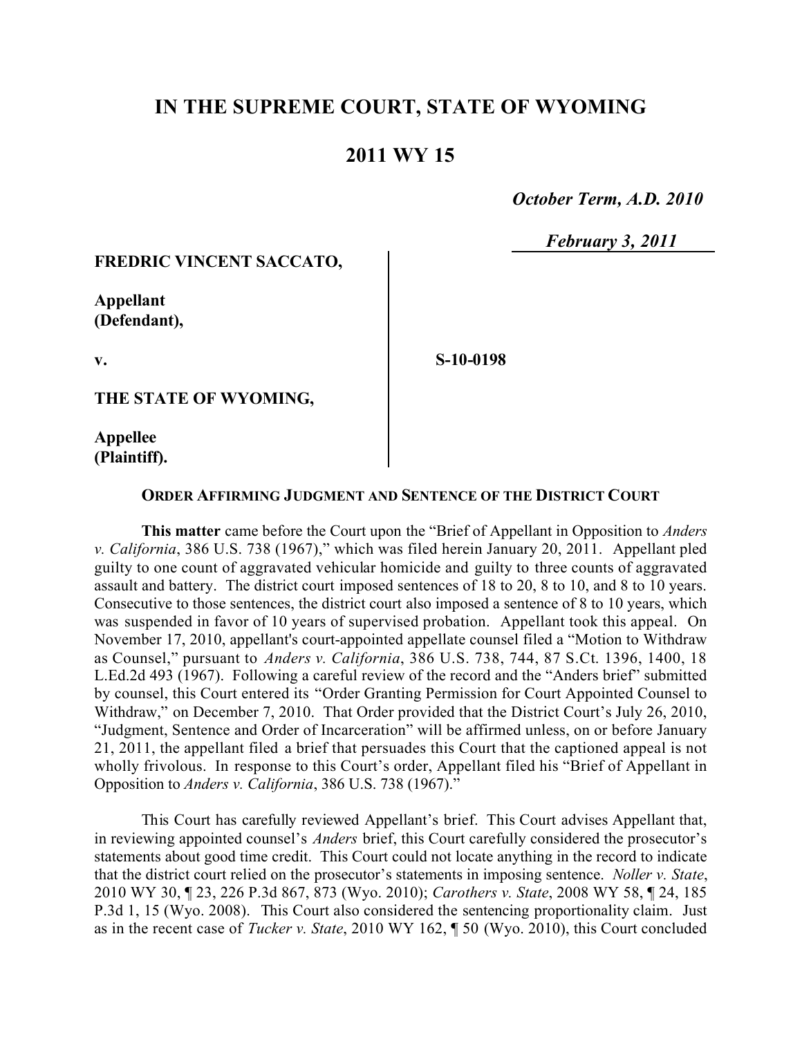# IN THE SUPREME COURT, STATE OF WYOMING

## 2011 WY 15

*October Term, A.D. 2010*

*February 3, 2011*

**FREDRIC VINCENT SACCATO,**

**Appellant (Defendant),**

**v.**

**S-10-0198**

**THE STATE OF WYOMING,**

**Appellee (Plaintiff).**

**ORDER AFFIRMING JUDGMENT AND SENTENCE OF THE DISTRICT COURT**

**This matter** came before the Court upon the "Brief of Appellant in Opposition to *Anders v. California*, 386 U.S. 738 (1967)," which was filed herein January 20, 2011. Appellant pled guilty to one count of aggravated vehicular homicide and guilty to three counts of aggravated assault and battery. The district court imposed sentences of 18 to 20, 8 to 10, and 8 to 10 years. Consecutive to those sentences, the district court also imposed a sentence of 8 to 10 years, which was suspended in favor of 10 years of supervised probation. Appellant took this appeal. On November 17, 2010, appellant's court-appointed appellate counsel filed a "Motion to Withdraw as Counsel," pursuant to *Anders v. California*, 386 U.S. 738, 744, 87 S.Ct. 1396, 1400, 18 L.Ed.2d 493 (1967). Following a careful review of the record and the "Anders brief" submitted by counsel, this Court entered its "Order Granting Permission for Court Appointed Counsel to Withdraw," on December 7, 2010. That Order provided that the District Court's July 26, 2010, "Judgment, Sentence and Order of Incarceration" will be affirmed unless, on or before January 21, 2011, the appellant filed a brief that persuades this Court that the captioned appeal is not wholly frivolous. In response to this Court's order, Appellant filed his "Brief of Appellant in Opposition to *Anders v. California*, 386 U.S. 738 (1967)."

This Court has carefully reviewed Appellant's brief. This Court advises Appellant that, in reviewing appointed counsel's *Anders* brief, this Court carefully considered the prosecutor's statements about good time credit. This Court could not locate anything in the record to indicate that the district court relied on the prosecutor's statements in imposing sentence. *Noller v. State*, 2010 WY 30, ¶ 23, 226 P.3d 867, 873 (Wyo. 2010); *Carothers v. State*, 2008 WY 58, ¶ 24, 185 P.3d 1, 15 (Wyo. 2008). This Court also considered the sentencing proportionality claim. Just as in the recent case of *Tucker v. State*, 2010 WY 162, ¶ 50 (Wyo. 2010), this Court concluded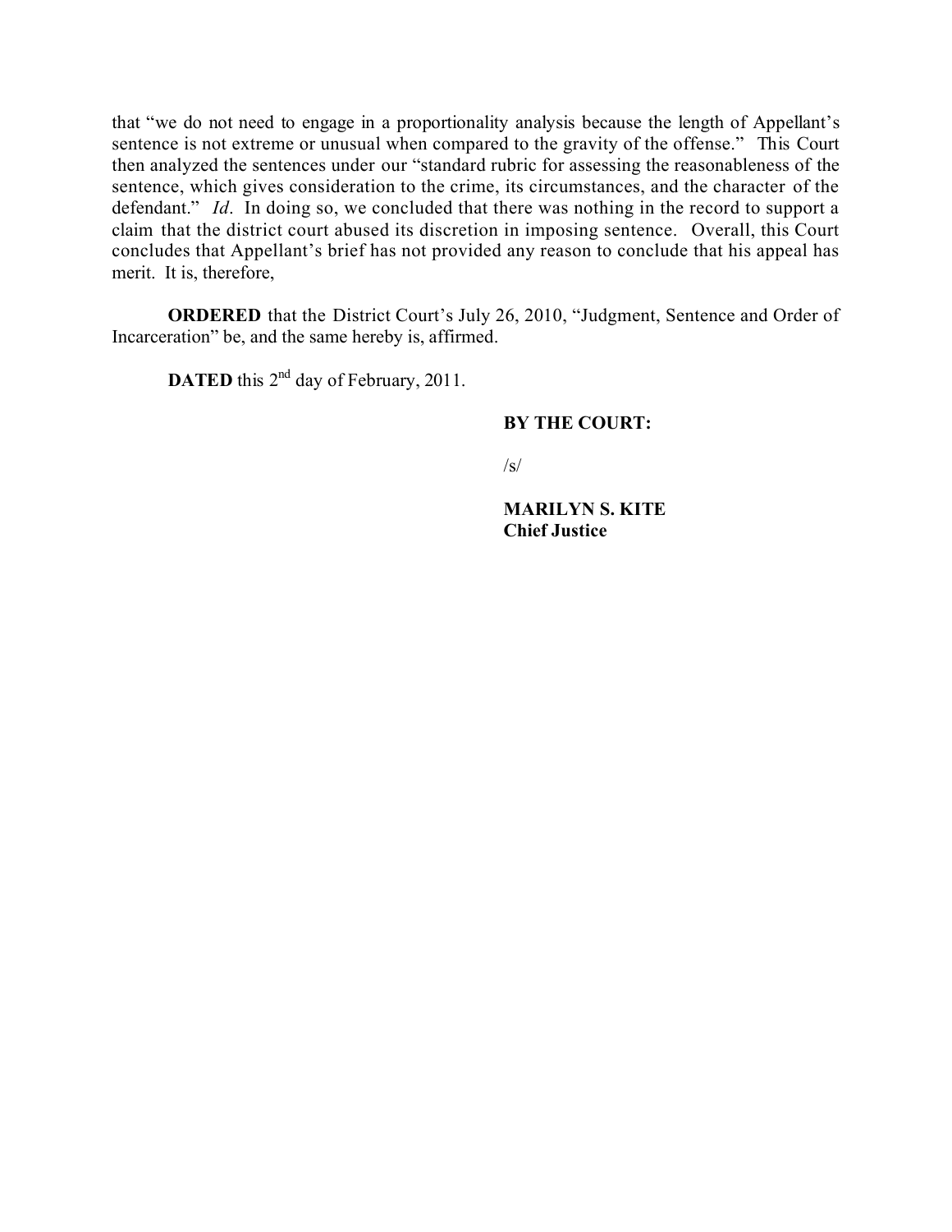that "we do not need to engage in a proportionality analysis because the length of Appellant's sentence is not extreme or unusual when compared to the gravity of the offense." This Court then analyzed the sentences under our "standard rubric for assessing the reasonableness of the sentence, which gives consideration to the crime, its circumstances, and the character of the defendant." *Id*. In doing so, we concluded that there was nothing in the record to support a claim that the district court abused its discretion in imposing sentence. Overall, this Court concludes that Appellant's brief has not provided any reason to conclude that his appeal has merit. It is, therefore,

**ORDERED** that the District Court's July 26, 2010, "Judgment, Sentence and Order of Incarceration" be, and the same hereby is, affirmed.

**DATED** this 2nd day of February, 2011.

**BY THE COURT:**

/s/

**MARILYN S. KITE**
**Chief Justice**